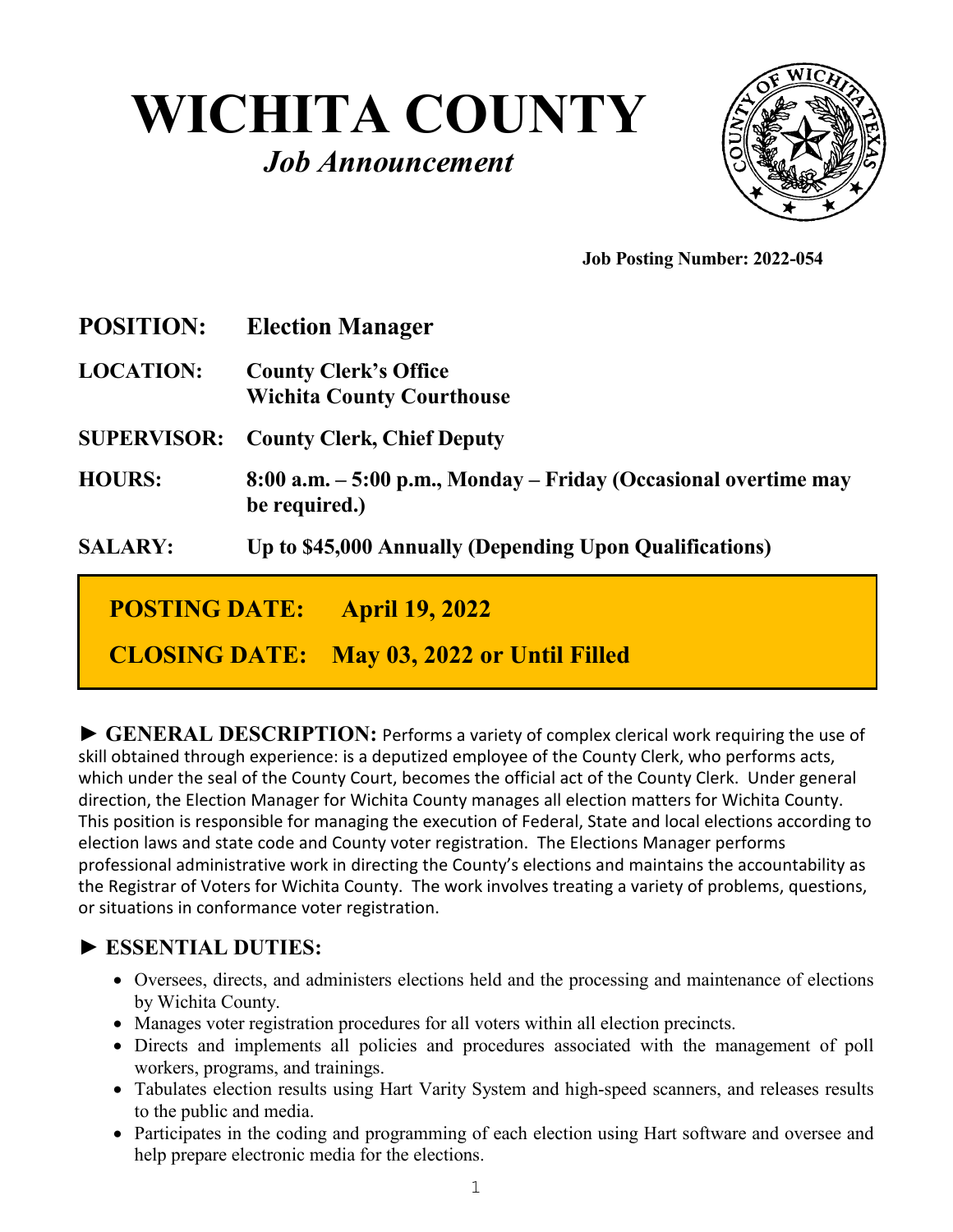# WICHITA COUNTY

## *Job Announcement*

**Job Posting Number: 2022-054**

**POSITION:** **Election Manager**

**LOCATION:** **County Clerk's Office**
**Wichita County Courthouse**

**SUPERVISOR:** **County Clerk, Chief Deputy**

**HOURS:** **8:00 a.m. – 5:00 p.m., Monday – Friday (Occasional overtime may be required.)**

**SALARY:** **Up to $45,000 Annually (Depending Upon Qualifications)**

**POSTING DATE: April 19, 2022**

**CLOSING DATE: May 03, 2022 or Until Filled**

► **GENERAL DESCRIPTION:** Performs a variety of complex clerical work requiring the use of skill obtained through experience: is a deputized employee of the County Clerk, who performs acts, which under the seal of the County Court, becomes the official act of the County Clerk. Under general direction, the Election Manager for Wichita County manages all election matters for Wichita County. This position is responsible for managing the execution of Federal, State and local elections according to election laws and state code and County voter registration. The Elections Manager performs professional administrative work in directing the County's elections and maintains the accountability as the Registrar of Voters for Wichita County. The work involves treating a variety of problems, questions, or situations in conformance voter registration.

## ► ESSENTIAL DUTIES:

- Oversees, directs, and administers elections held and the processing and maintenance of elections by Wichita County.
- Manages voter registration procedures for all voters within all election precincts.
- Directs and implements all policies and procedures associated with the management of poll workers, programs, and trainings.
- Tabulates election results using Hart Varity System and high-speed scanners, and releases results to the public and media.
- Participates in the coding and programming of each election using Hart software and oversee and help prepare electronic media for the elections.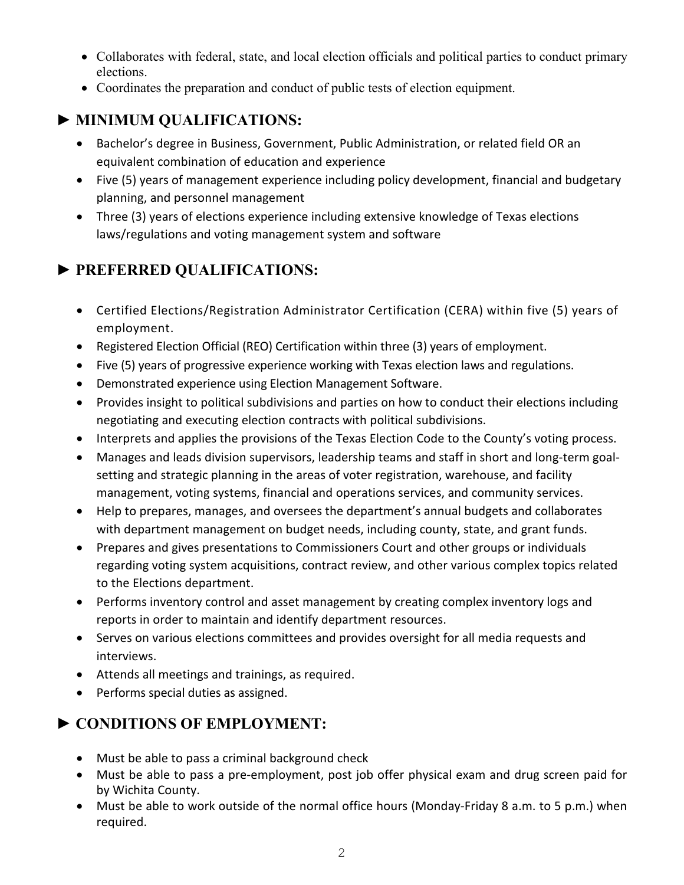- Collaborates with federal, state, and local election officials and political parties to conduct primary elections.
- Coordinates the preparation and conduct of public tests of election equipment.

## ► MINIMUM QUALIFICATIONS:

- Bachelor's degree in Business, Government, Public Administration, or related field OR an equivalent combination of education and experience
- Five (5) years of management experience including policy development, financial and budgetary planning, and personnel management
- Three (3) years of elections experience including extensive knowledge of Texas elections laws/regulations and voting management system and software

## ► PREFERRED QUALIFICATIONS:

- Certified Elections/Registration Administrator Certification (CERA) within five (5) years of employment.
- Registered Election Official (REO) Certification within three (3) years of employment.
- Five (5) years of progressive experience working with Texas election laws and regulations.
- Demonstrated experience using Election Management Software.
- Provides insight to political subdivisions and parties on how to conduct their elections including negotiating and executing election contracts with political subdivisions.
- Interprets and applies the provisions of the Texas Election Code to the County's voting process.
- Manages and leads division supervisors, leadership teams and staff in short and long-term goal-setting and strategic planning in the areas of voter registration, warehouse, and facility management, voting systems, financial and operations services, and community services.
- Help to prepares, manages, and oversees the department's annual budgets and collaborates with department management on budget needs, including county, state, and grant funds.
- Prepares and gives presentations to Commissioners Court and other groups or individuals regarding voting system acquisitions, contract review, and other various complex topics related to the Elections department.
- Performs inventory control and asset management by creating complex inventory logs and reports in order to maintain and identify department resources.
- Serves on various elections committees and provides oversight for all media requests and interviews.
- Attends all meetings and trainings, as required.
- Performs special duties as assigned.

## ► CONDITIONS OF EMPLOYMENT:

- Must be able to pass a criminal background check
- Must be able to pass a pre-employment, post job offer physical exam and drug screen paid for by Wichita County.
- Must be able to work outside of the normal office hours (Monday-Friday 8 a.m. to 5 p.m.) when required.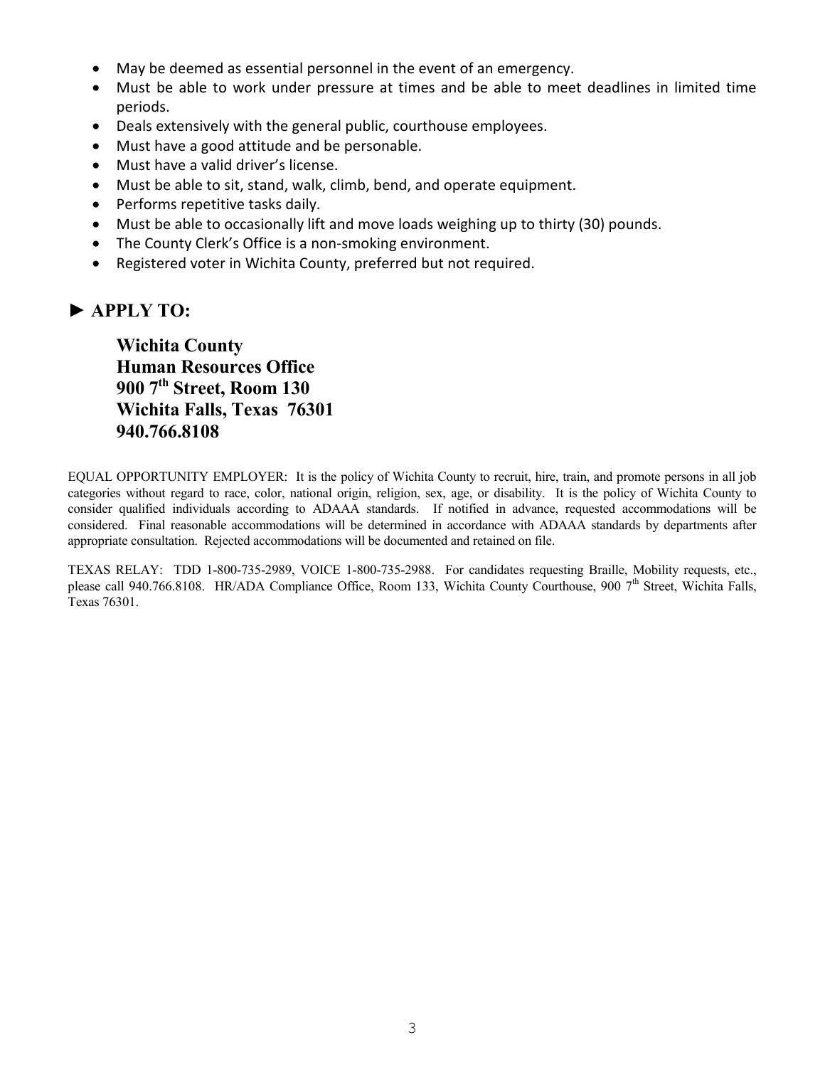- May be deemed as essential personnel in the event of an emergency.
- Must be able to work under pressure at times and be able to meet deadlines in limited time periods.
- Deals extensively with the general public, courthouse employees.
- Must have a good attitude and be personable.
- Must have a valid driver's license.
- Must be able to sit, stand, walk, climb, bend, and operate equipment.
- Performs repetitive tasks daily.
- Must be able to occasionally lift and move loads weighing up to thirty (30) pounds.
- The County Clerk's Office is a non-smoking environment.
- Registered voter in Wichita County, preferred but not required.

## ► APPLY TO:

**Wichita County**
**Human Resources Office**
**900 7th Street, Room 130**
**Wichita Falls, Texas 76301**
**940.766.8108**

EQUAL OPPORTUNITY EMPLOYER: It is the policy of Wichita County to recruit, hire, train, and promote persons in all job categories without regard to race, color, national origin, religion, sex, age, or disability. It is the policy of Wichita County to consider qualified individuals according to ADAAA standards. If notified in advance, requested accommodations will be considered. Final reasonable accommodations will be determined in accordance with ADAAA standards by departments after appropriate consultation. Rejected accommodations will be documented and retained on file.

TEXAS RELAY: TDD 1-800-735-2989, VOICE 1-800-735-2988. For candidates requesting Braille, Mobility requests, etc., please call 940.766.8108. HR/ADA Compliance Office, Room 133, Wichita County Courthouse, 900 7th Street, Wichita Falls, Texas 76301.